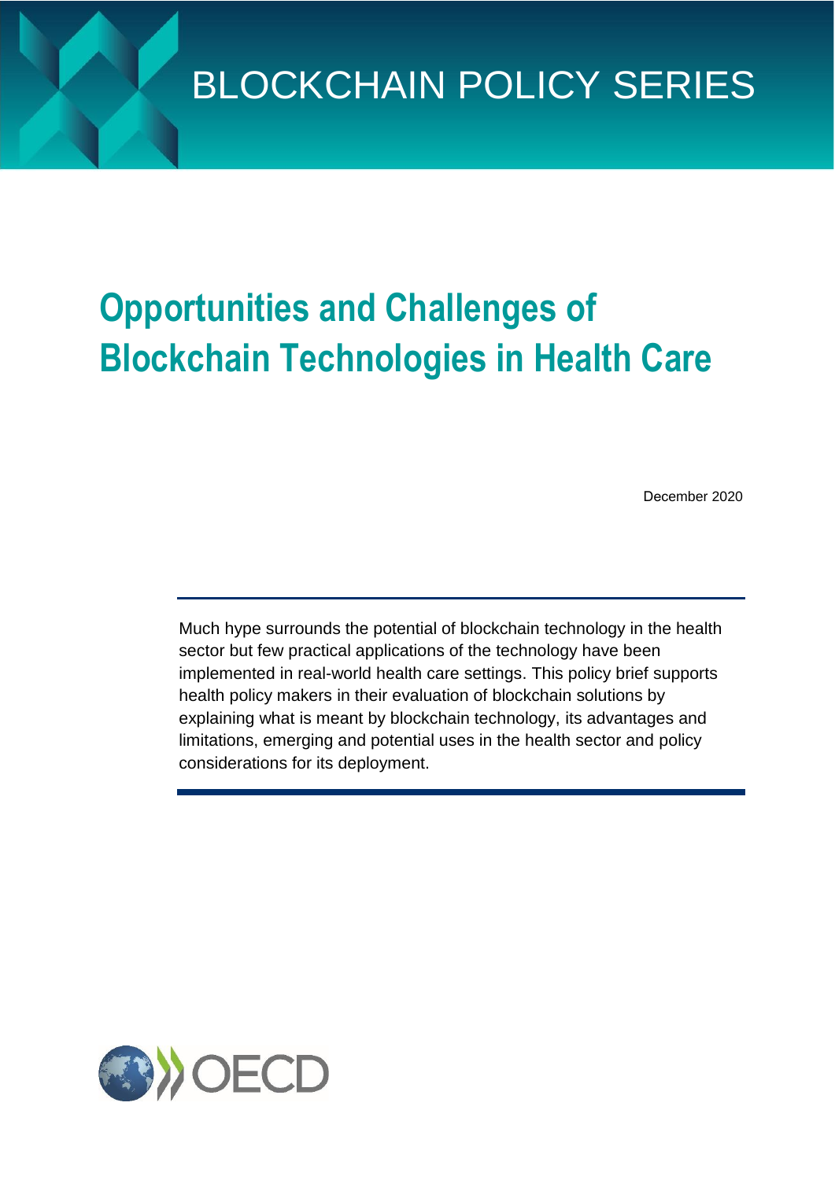BLOCKCHAIN POLICY SERIES

# Opportunities and Challenges of Blockchain Technologies in Health Care

December 2020

Much hype surrounds the potential of blockchain technology in the health sector but few practical applications of the technology have been implemented in real-world health care settings. This policy brief supports health policy makers in their evaluation of blockchain solutions by explaining what is meant by blockchain technology, its advantages and limitations, emerging and potential uses in the health sector and policy considerations for its deployment.

OECD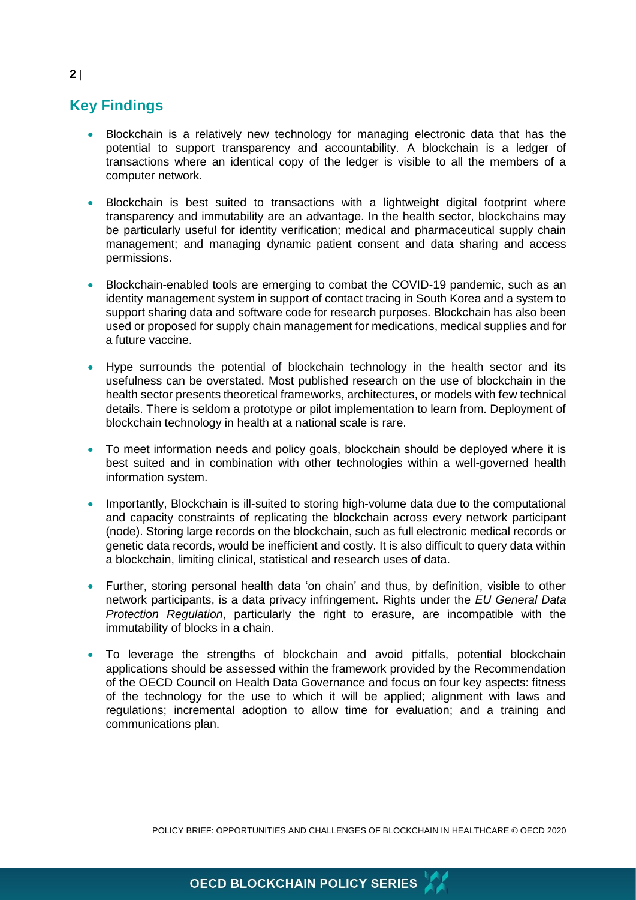## Key Findings

- Blockchain is a relatively new technology for managing electronic data that has the potential to support transparency and accountability. A blockchain is a ledger of transactions where an identical copy of the ledger is visible to all the members of a computer network.
- Blockchain is best suited to transactions with a lightweight digital footprint where transparency and immutability are an advantage. In the health sector, blockchains may be particularly useful for identity verification; medical and pharmaceutical supply chain management; and managing dynamic patient consent and data sharing and access permissions.
- Blockchain-enabled tools are emerging to combat the COVID-19 pandemic, such as an identity management system in support of contact tracing in South Korea and a system to support sharing data and software code for research purposes. Blockchain has also been used or proposed for supply chain management for medications, medical supplies and for a future vaccine.
- Hype surrounds the potential of blockchain technology in the health sector and its usefulness can be overstated. Most published research on the use of blockchain in the health sector presents theoretical frameworks, architectures, or models with few technical details. There is seldom a prototype or pilot implementation to learn from. Deployment of blockchain technology in health at a national scale is rare.
- To meet information needs and policy goals, blockchain should be deployed where it is best suited and in combination with other technologies within a well-governed health information system.
- Importantly, Blockchain is ill-suited to storing high-volume data due to the computational and capacity constraints of replicating the blockchain across every network participant (node). Storing large records on the blockchain, such as full electronic medical records or genetic data records, would be inefficient and costly. It is also difficult to query data within a blockchain, limiting clinical, statistical and research uses of data.
- Further, storing personal health data 'on chain' and thus, by definition, visible to other network participants, is a data privacy infringement. Rights under the *EU General Data Protection Regulation*, particularly the right to erasure, are incompatible with the immutability of blocks in a chain.
- To leverage the strengths of blockchain and avoid pitfalls, potential blockchain applications should be assessed within the framework provided by the Recommendation of the OECD Council on Health Data Governance and focus on four key aspects: fitness of the technology for the use to which it will be applied; alignment with laws and regulations; incremental adoption to allow time for evaluation; and a training and communications plan.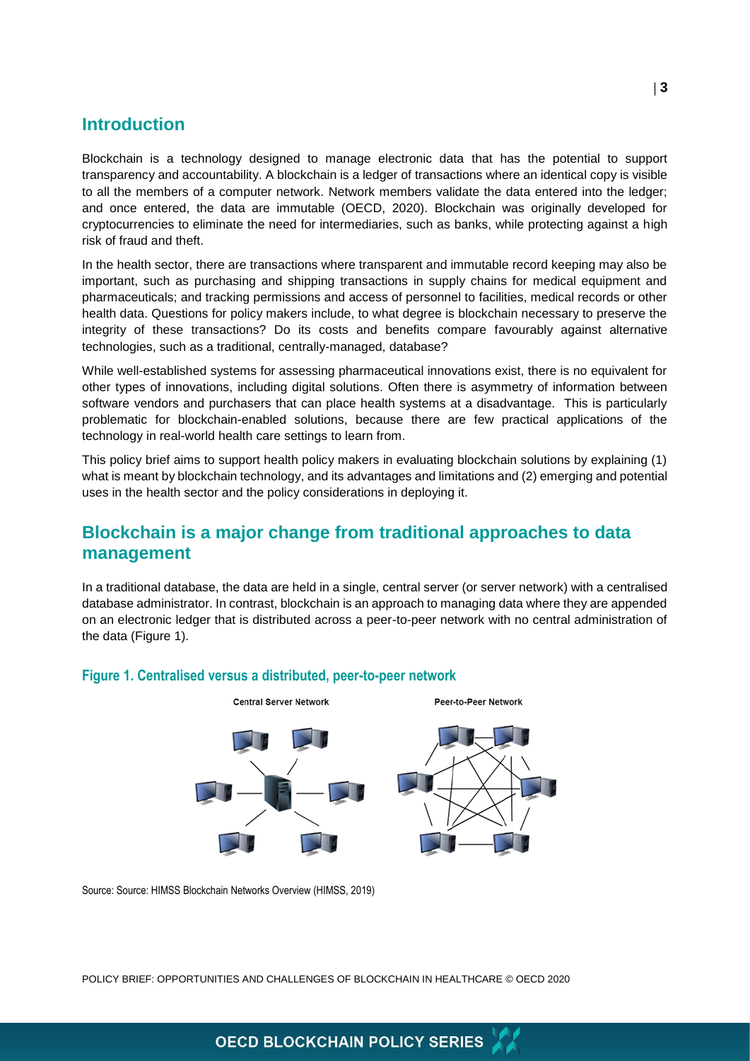## Introduction

Blockchain is a technology designed to manage electronic data that has the potential to support transparency and accountability. A blockchain is a ledger of transactions where an identical copy is visible to all the members of a computer network. Network members validate the data entered into the ledger; and once entered, the data are immutable (OECD, 2020). Blockchain was originally developed for cryptocurrencies to eliminate the need for intermediaries, such as banks, while protecting against a high risk of fraud and theft.

In the health sector, there are transactions where transparent and immutable record keeping may also be important, such as purchasing and shipping transactions in supply chains for medical equipment and pharmaceuticals; and tracking permissions and access of personnel to facilities, medical records or other health data. Questions for policy makers include, to what degree is blockchain necessary to preserve the integrity of these transactions? Do its costs and benefits compare favourably against alternative technologies, such as a traditional, centrally-managed, database?

While well-established systems for assessing pharmaceutical innovations exist, there is no equivalent for other types of innovations, including digital solutions. Often there is asymmetry of information between software vendors and purchasers that can place health systems at a disadvantage. This is particularly problematic for blockchain-enabled solutions, because there are few practical applications of the technology in real-world health care settings to learn from.

This policy brief aims to support health policy makers in evaluating blockchain solutions by explaining (1) what is meant by blockchain technology, and its advantages and limitations and (2) emerging and potential uses in the health sector and the policy considerations in deploying it.

## Blockchain is a major change from traditional approaches to data management

In a traditional database, the data are held in a single, central server (or server network) with a centralised database administrator. In contrast, blockchain is an approach to managing data where they are appended on an electronic ledger that is distributed across a peer-to-peer network with no central administration of the data (Figure 1).

### Figure 1. Centralised versus a distributed, peer-to-peer network

Central Server Network | Peer-to-Peer Network

Source: Source: HIMSS Blockchain Networks Overview (HIMSS, 2019)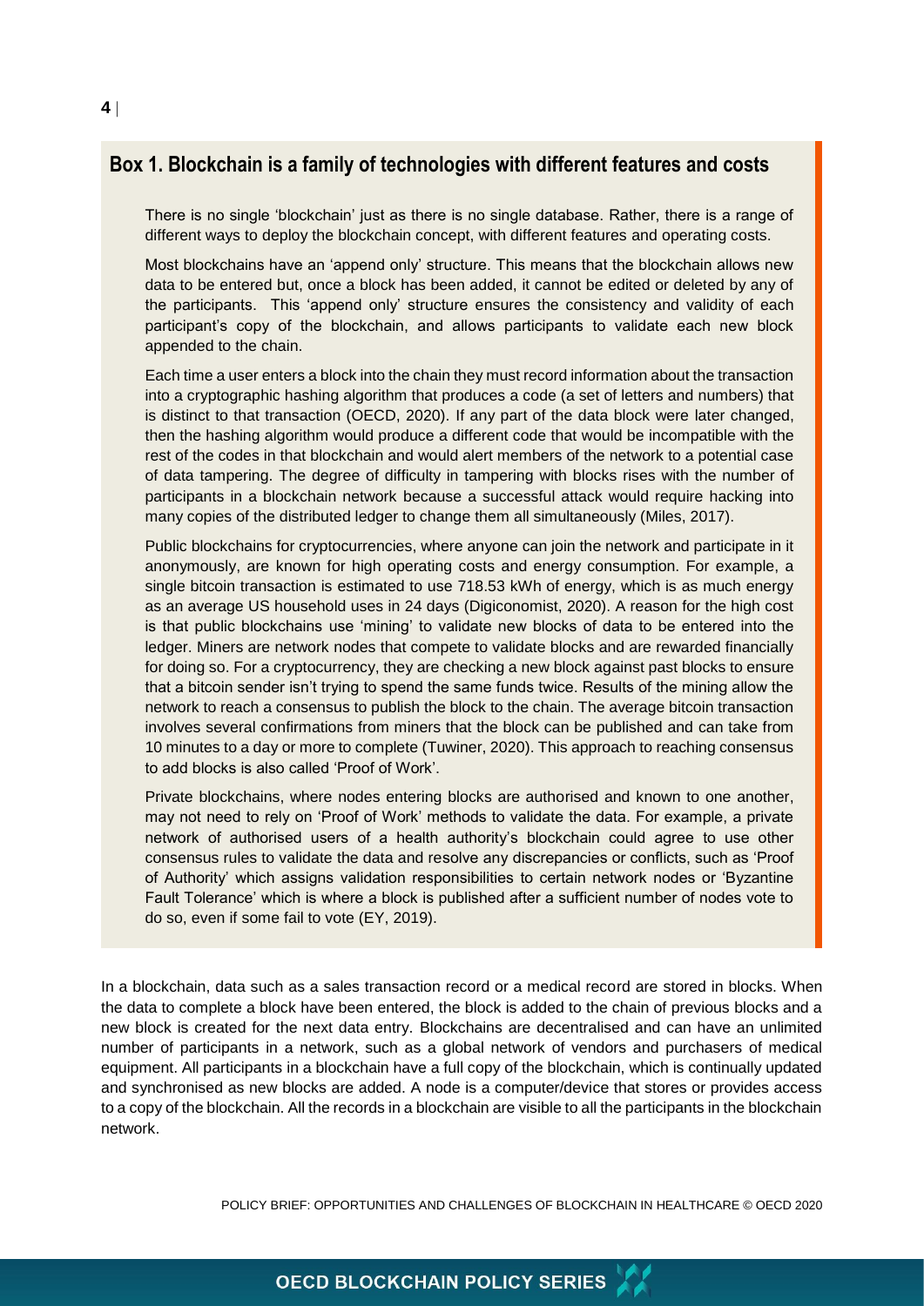## Box 1. Blockchain is a family of technologies with different features and costs

There is no single 'blockchain' just as there is no single database. Rather, there is a range of different ways to deploy the blockchain concept, with different features and operating costs.

Most blockchains have an 'append only' structure. This means that the blockchain allows new data to be entered but, once a block has been added, it cannot be edited or deleted by any of the participants. This 'append only' structure ensures the consistency and validity of each participant's copy of the blockchain, and allows participants to validate each new block appended to the chain.

Each time a user enters a block into the chain they must record information about the transaction into a cryptographic hashing algorithm that produces a code (a set of letters and numbers) that is distinct to that transaction (OECD, 2020). If any part of the data block were later changed, then the hashing algorithm would produce a different code that would be incompatible with the rest of the codes in that blockchain and would alert members of the network to a potential case of data tampering. The degree of difficulty in tampering with blocks rises with the number of participants in a blockchain network because a successful attack would require hacking into many copies of the distributed ledger to change them all simultaneously (Miles, 2017).

Public blockchains for cryptocurrencies, where anyone can join the network and participate in it anonymously, are known for high operating costs and energy consumption. For example, a single bitcoin transaction is estimated to use 718.53 kWh of energy, which is as much energy as an average US household uses in 24 days (Digiconomist, 2020). A reason for the high cost is that public blockchains use 'mining' to validate new blocks of data to be entered into the ledger. Miners are network nodes that compete to validate blocks and are rewarded financially for doing so. For a cryptocurrency, they are checking a new block against past blocks to ensure that a bitcoin sender isn't trying to spend the same funds twice. Results of the mining allow the network to reach a consensus to publish the block to the chain. The average bitcoin transaction involves several confirmations from miners that the block can be published and can take from 10 minutes to a day or more to complete (Tuwiner, 2020). This approach to reaching consensus to add blocks is also called 'Proof of Work'.

Private blockchains, where nodes entering blocks are authorised and known to one another, may not need to rely on 'Proof of Work' methods to validate the data. For example, a private network of authorised users of a health authority's blockchain could agree to use other consensus rules to validate the data and resolve any discrepancies or conflicts, such as 'Proof of Authority' which assigns validation responsibilities to certain network nodes or 'Byzantine Fault Tolerance' which is where a block is published after a sufficient number of nodes vote to do so, even if some fail to vote (EY, 2019).

In a blockchain, data such as a sales transaction record or a medical record are stored in blocks. When the data to complete a block have been entered, the block is added to the chain of previous blocks and a new block is created for the next data entry. Blockchains are decentralised and can have an unlimited number of participants in a network, such as a global network of vendors and purchasers of medical equipment. All participants in a blockchain have a full copy of the blockchain, which is continually updated and synchronised as new blocks are added. A node is a computer/device that stores or provides access to a copy of the blockchain. All the records in a blockchain are visible to all the participants in the blockchain network.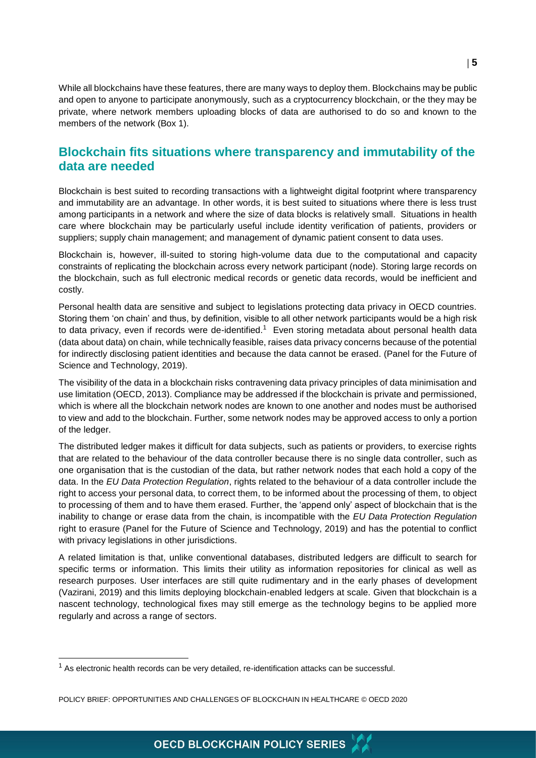While all blockchains have these features, there are many ways to deploy them. Blockchains may be public and open to anyone to participate anonymously, such as a cryptocurrency blockchain, or the they may be private, where network members uploading blocks of data are authorised to do so and known to the members of the network (Box 1).

## Blockchain fits situations where transparency and immutability of the data are needed

Blockchain is best suited to recording transactions with a lightweight digital footprint where transparency and immutability are an advantage. In other words, it is best suited to situations where there is less trust among participants in a network and where the size of data blocks is relatively small. Situations in health care where blockchain may be particularly useful include identity verification of patients, providers or suppliers; supply chain management; and management of dynamic patient consent to data uses.

Blockchain is, however, ill-suited to storing high-volume data due to the computational and capacity constraints of replicating the blockchain across every network participant (node). Storing large records on the blockchain, such as full electronic medical records or genetic data records, would be inefficient and costly.

Personal health data are sensitive and subject to legislations protecting data privacy in OECD countries. Storing them 'on chain' and thus, by definition, visible to all other network participants would be a high risk to data privacy, even if records were de-identified.[1] Even storing metadata about personal health data (data about data) on chain, while technically feasible, raises data privacy concerns because of the potential for indirectly disclosing patient identities and because the data cannot be erased. (Panel for the Future of Science and Technology, 2019).

The visibility of the data in a blockchain risks contravening data privacy principles of data minimisation and use limitation (OECD, 2013). Compliance may be addressed if the blockchain is private and permissioned, which is where all the blockchain network nodes are known to one another and nodes must be authorised to view and add to the blockchain. Further, some network nodes may be approved access to only a portion of the ledger.

The distributed ledger makes it difficult for data subjects, such as patients or providers, to exercise rights that are related to the behaviour of the data controller because there is no single data controller, such as one organisation that is the custodian of the data, but rather network nodes that each hold a copy of the data. In the *EU Data Protection Regulation*, rights related to the behaviour of a data controller include the right to access your personal data, to correct them, to be informed about the processing of them, to object to processing of them and to have them erased. Further, the 'append only' aspect of blockchain that is the inability to change or erase data from the chain, is incompatible with the *EU Data Protection Regulation* right to erasure (Panel for the Future of Science and Technology, 2019) and has the potential to conflict with privacy legislations in other jurisdictions.

A related limitation is that, unlike conventional databases, distributed ledgers are difficult to search for specific terms or information. This limits their utility as information repositories for clinical as well as research purposes. User interfaces are still quite rudimentary and in the early phases of development (Vazirani, 2019) and this limits deploying blockchain-enabled ledgers at scale. Given that blockchain is a nascent technology, technological fixes may still emerge as the technology begins to be applied more regularly and across a range of sectors.

---

[1] As electronic health records can be very detailed, re-identification attacks can be successful.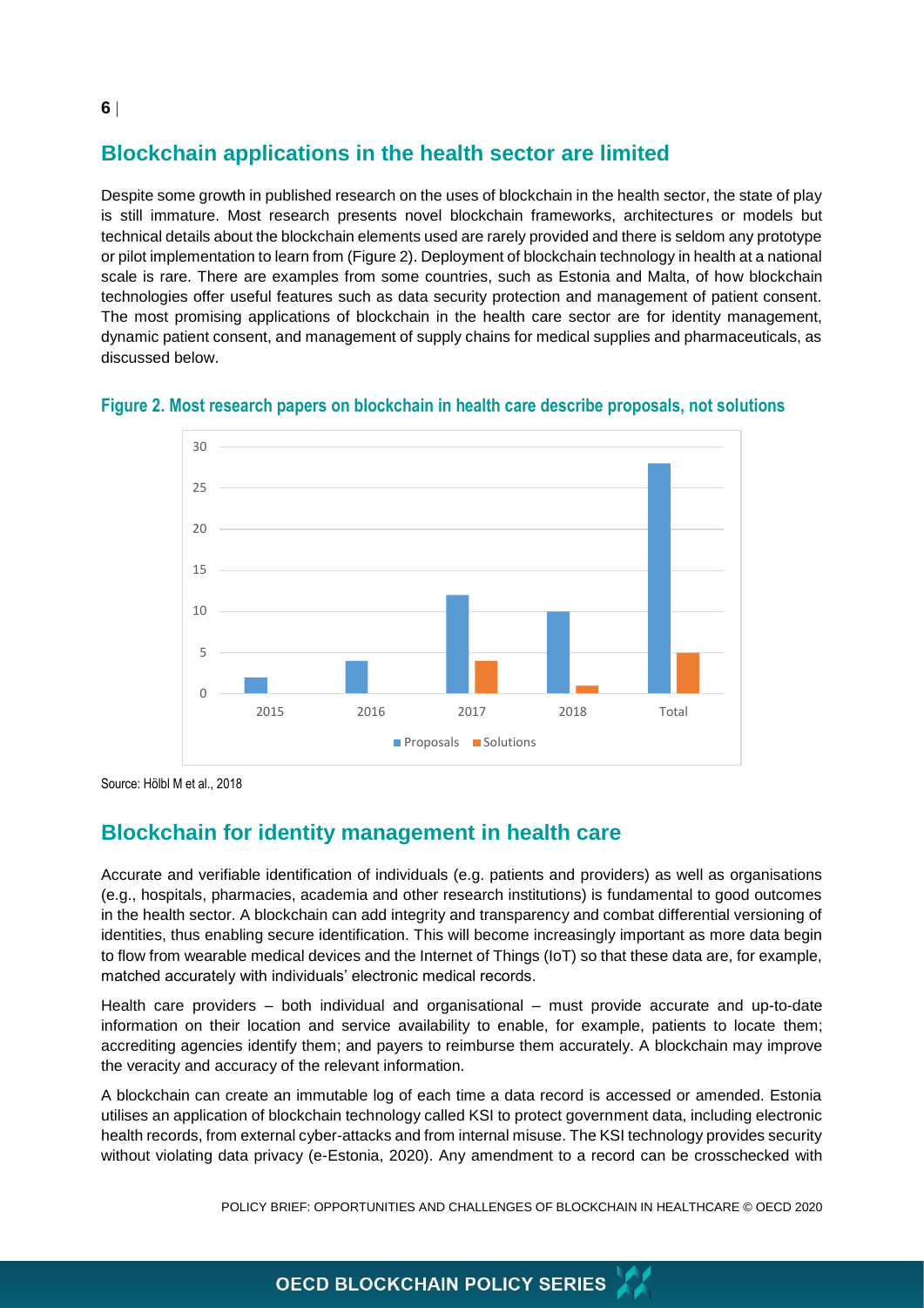## Blockchain applications in the health sector are limited

Despite some growth in published research on the uses of blockchain in the health sector, the state of play is still immature. Most research presents novel blockchain frameworks, architectures or models but technical details about the blockchain elements used are rarely provided and there is seldom any prototype or pilot implementation to learn from (Figure 2). Deployment of blockchain technology in health at a national scale is rare. There are examples from some countries, such as Estonia and Malta, of how blockchain technologies offer useful features such as data security protection and management of patient consent. The most promising applications of blockchain in the health care sector are for identity management, dynamic patient consent, and management of supply chains for medical supplies and pharmaceuticals, as discussed below.

**Figure 2. Most research papers on blockchain in health care describe proposals, not solutions**

| | Proposals | Solutions |
|---|---|---|
| 2015 | 2 | 0 |
| 2016 | 4 | 0 |
| 2017 | 12 | 4 |
| 2018 | 10 | 1 |
| Total | 28 | 5 |

Source: Hölbl M et al., 2018

## Blockchain for identity management in health care

Accurate and verifiable identification of individuals (e.g. patients and providers) as well as organisations (e.g., hospitals, pharmacies, academia and other research institutions) is fundamental to good outcomes in the health sector. A blockchain can add integrity and transparency and combat differential versioning of identities, thus enabling secure identification. This will become increasingly important as more data begin to flow from wearable medical devices and the Internet of Things (IoT) so that these data are, for example, matched accurately with individuals' electronic medical records.

Health care providers – both individual and organisational – must provide accurate and up-to-date information on their location and service availability to enable, for example, patients to locate them; accrediting agencies identify them; and payers to reimburse them accurately. A blockchain may improve the veracity and accuracy of the relevant information.

A blockchain can create an immutable log of each time a data record is accessed or amended. Estonia utilises an application of blockchain technology called KSI to protect government data, including electronic health records, from external cyber-attacks and from internal misuse. The KSI technology provides security without violating data privacy (e-Estonia, 2020). Any amendment to a record can be crosschecked with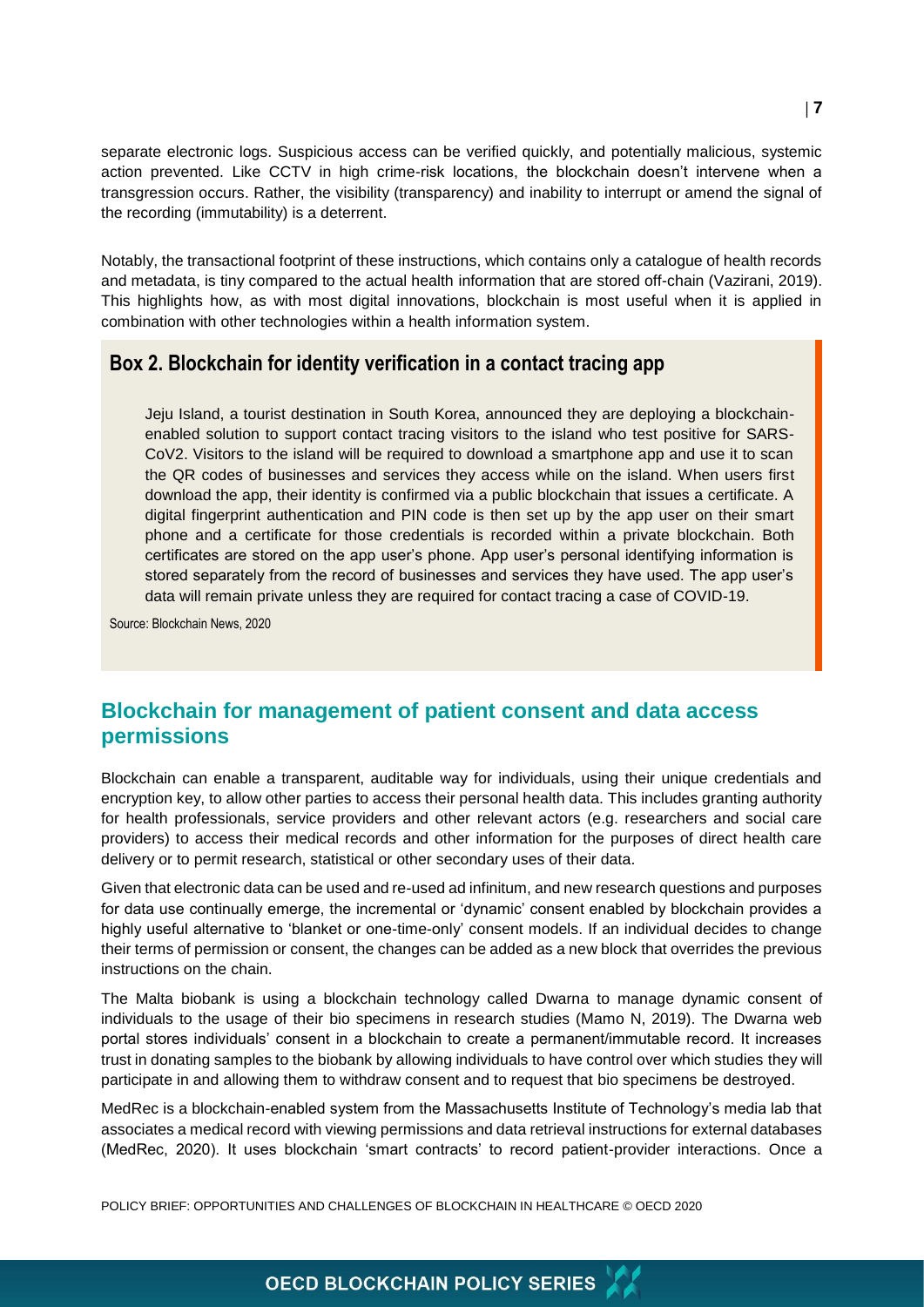separate electronic logs. Suspicious access can be verified quickly, and potentially malicious, systemic action prevented. Like CCTV in high crime-risk locations, the blockchain doesn't intervene when a transgression occurs. Rather, the visibility (transparency) and inability to interrupt or amend the signal of the recording (immutability) is a deterrent.

Notably, the transactional footprint of these instructions, which contains only a catalogue of health records and metadata, is tiny compared to the actual health information that are stored off-chain (Vazirani, 2019). This highlights how, as with most digital innovations, blockchain is most useful when it is applied in combination with other technologies within a health information system.

### Box 2. Blockchain for identity verification in a contact tracing app

Jeju Island, a tourist destination in South Korea, announced they are deploying a blockchain-enabled solution to support contact tracing visitors to the island who test positive for SARS-CoV2. Visitors to the island will be required to download a smartphone app and use it to scan the QR codes of businesses and services they access while on the island. When users first download the app, their identity is confirmed via a public blockchain that issues a certificate. A digital fingerprint authentication and PIN code is then set up by the app user on their smart phone and a certificate for those credentials is recorded within a private blockchain. Both certificates are stored on the app user's phone. App user's personal identifying information is stored separately from the record of businesses and services they have used. The app user's data will remain private unless they are required for contact tracing a case of COVID-19.

Source: Blockchain News, 2020

## Blockchain for management of patient consent and data access permissions

Blockchain can enable a transparent, auditable way for individuals, using their unique credentials and encryption key, to allow other parties to access their personal health data. This includes granting authority for health professionals, service providers and other relevant actors (e.g. researchers and social care providers) to access their medical records and other information for the purposes of direct health care delivery or to permit research, statistical or other secondary uses of their data.

Given that electronic data can be used and re-used ad infinitum, and new research questions and purposes for data use continually emerge, the incremental or 'dynamic' consent enabled by blockchain provides a highly useful alternative to 'blanket or one-time-only' consent models. If an individual decides to change their terms of permission or consent, the changes can be added as a new block that overrides the previous instructions on the chain.

The Malta biobank is using a blockchain technology called Dwarna to manage dynamic consent of individuals to the usage of their bio specimens in research studies (Mamo N, 2019). The Dwarna web portal stores individuals' consent in a blockchain to create a permanent/immutable record. It increases trust in donating samples to the biobank by allowing individuals to have control over which studies they will participate in and allowing them to withdraw consent and to request that bio specimens be destroyed.

MedRec is a blockchain-enabled system from the Massachusetts Institute of Technology's media lab that associates a medical record with viewing permissions and data retrieval instructions for external databases (MedRec, 2020). It uses blockchain 'smart contracts' to record patient-provider interactions. Once a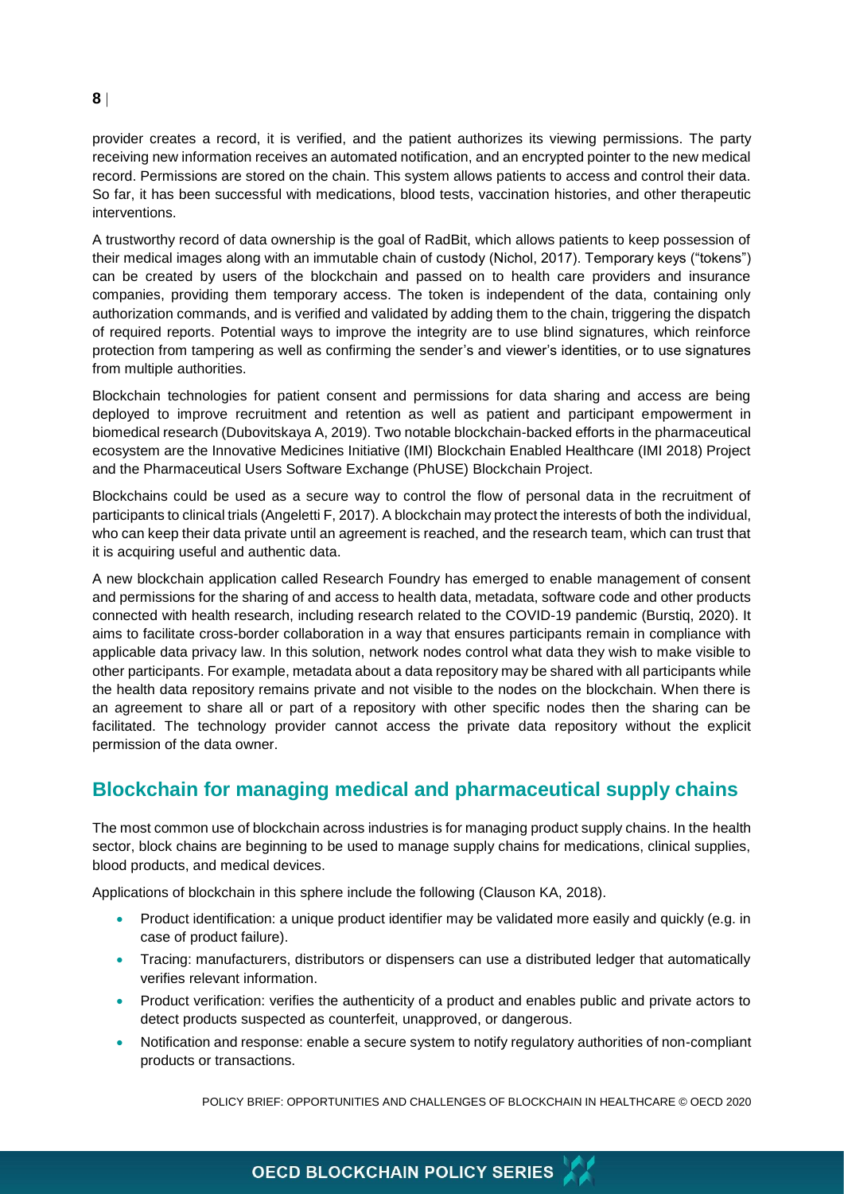provider creates a record, it is verified, and the patient authorizes its viewing permissions. The party receiving new information receives an automated notification, and an encrypted pointer to the new medical record. Permissions are stored on the chain. This system allows patients to access and control their data. So far, it has been successful with medications, blood tests, vaccination histories, and other therapeutic interventions.

A trustworthy record of data ownership is the goal of RadBit, which allows patients to keep possession of their medical images along with an immutable chain of custody (Nichol, 2017). Temporary keys ("tokens") can be created by users of the blockchain and passed on to health care providers and insurance companies, providing them temporary access. The token is independent of the data, containing only authorization commands, and is verified and validated by adding them to the chain, triggering the dispatch of required reports. Potential ways to improve the integrity are to use blind signatures, which reinforce protection from tampering as well as confirming the sender's and viewer's identities, or to use signatures from multiple authorities.

Blockchain technologies for patient consent and permissions for data sharing and access are being deployed to improve recruitment and retention as well as patient and participant empowerment in biomedical research (Dubovitskaya A, 2019). Two notable blockchain-backed efforts in the pharmaceutical ecosystem are the Innovative Medicines Initiative (IMI) Blockchain Enabled Healthcare (IMI 2018) Project and the Pharmaceutical Users Software Exchange (PhUSE) Blockchain Project.

Blockchains could be used as a secure way to control the flow of personal data in the recruitment of participants to clinical trials (Angeletti F, 2017). A blockchain may protect the interests of both the individual, who can keep their data private until an agreement is reached, and the research team, which can trust that it is acquiring useful and authentic data.

A new blockchain application called Research Foundry has emerged to enable management of consent and permissions for the sharing of and access to health data, metadata, software code and other products connected with health research, including research related to the COVID-19 pandemic (Burstiq, 2020). It aims to facilitate cross-border collaboration in a way that ensures participants remain in compliance with applicable data privacy law. In this solution, network nodes control what data they wish to make visible to other participants. For example, metadata about a data repository may be shared with all participants while the health data repository remains private and not visible to the nodes on the blockchain. When there is an agreement to share all or part of a repository with other specific nodes then the sharing can be facilitated. The technology provider cannot access the private data repository without the explicit permission of the data owner.

## Blockchain for managing medical and pharmaceutical supply chains

The most common use of blockchain across industries is for managing product supply chains. In the health sector, block chains are beginning to be used to manage supply chains for medications, clinical supplies, blood products, and medical devices.

Applications of blockchain in this sphere include the following (Clauson KA, 2018).

- Product identification: a unique product identifier may be validated more easily and quickly (e.g. in case of product failure).
- Tracing: manufacturers, distributors or dispensers can use a distributed ledger that automatically verifies relevant information.
- Product verification: verifies the authenticity of a product and enables public and private actors to detect products suspected as counterfeit, unapproved, or dangerous.
- Notification and response: enable a secure system to notify regulatory authorities of non-compliant products or transactions.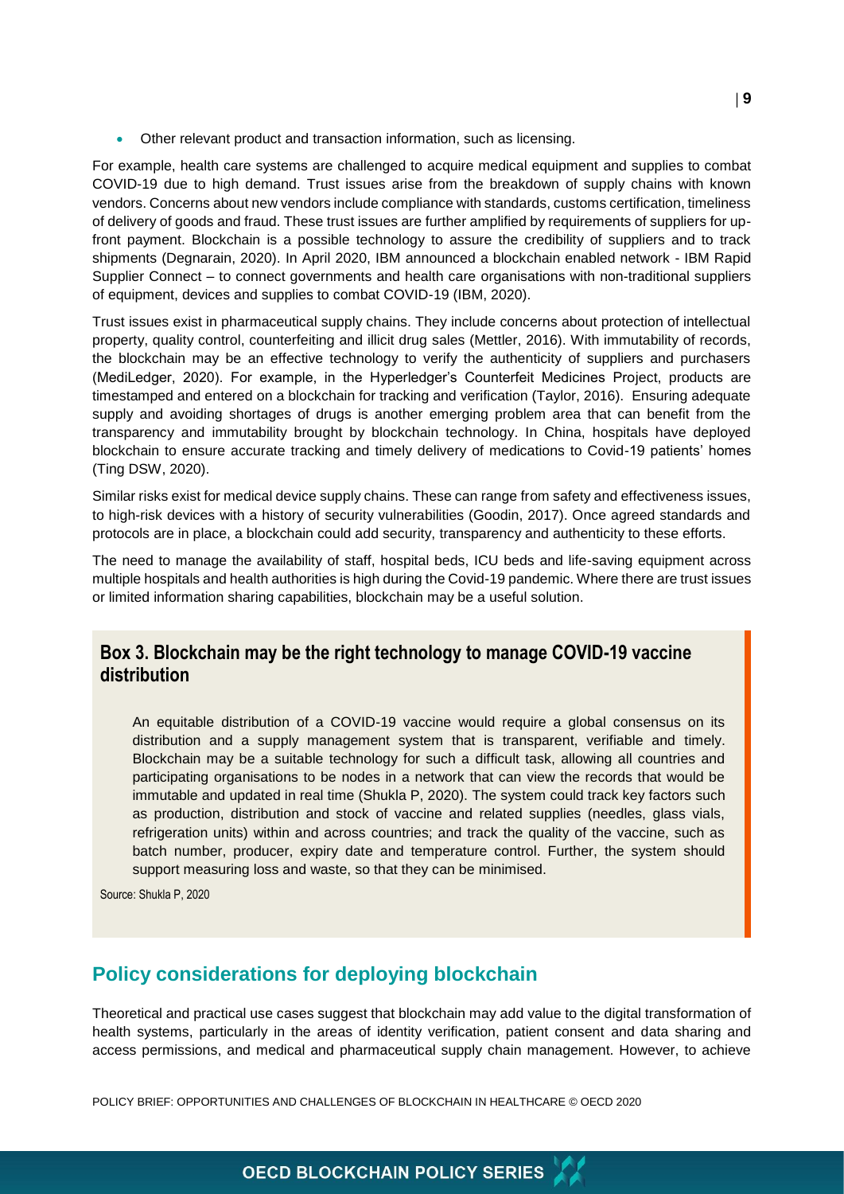- Other relevant product and transaction information, such as licensing.

For example, health care systems are challenged to acquire medical equipment and supplies to combat COVID-19 due to high demand. Trust issues arise from the breakdown of supply chains with known vendors. Concerns about new vendors include compliance with standards, customs certification, timeliness of delivery of goods and fraud. These trust issues are further amplified by requirements of suppliers for up-front payment. Blockchain is a possible technology to assure the credibility of suppliers and to track shipments (Degnarain, 2020). In April 2020, IBM announced a blockchain enabled network - IBM Rapid Supplier Connect – to connect governments and health care organisations with non-traditional suppliers of equipment, devices and supplies to combat COVID-19 (IBM, 2020).

Trust issues exist in pharmaceutical supply chains. They include concerns about protection of intellectual property, quality control, counterfeiting and illicit drug sales (Mettler, 2016). With immutability of records, the blockchain may be an effective technology to verify the authenticity of suppliers and purchasers (MediLedger, 2020). For example, in the Hyperledger's Counterfeit Medicines Project, products are timestamped and entered on a blockchain for tracking and verification (Taylor, 2016). Ensuring adequate supply and avoiding shortages of drugs is another emerging problem area that can benefit from the transparency and immutability brought by blockchain technology. In China, hospitals have deployed blockchain to ensure accurate tracking and timely delivery of medications to Covid-19 patients' homes (Ting DSW, 2020).

Similar risks exist for medical device supply chains. These can range from safety and effectiveness issues, to high-risk devices with a history of security vulnerabilities (Goodin, 2017). Once agreed standards and protocols are in place, a blockchain could add security, transparency and authenticity to these efforts.

The need to manage the availability of staff, hospital beds, ICU beds and life-saving equipment across multiple hospitals and health authorities is high during the Covid-19 pandemic. Where there are trust issues or limited information sharing capabilities, blockchain may be a useful solution.

### Box 3. Blockchain may be the right technology to manage COVID-19 vaccine distribution

An equitable distribution of a COVID-19 vaccine would require a global consensus on its distribution and a supply management system that is transparent, verifiable and timely. Blockchain may be a suitable technology for such a difficult task, allowing all countries and participating organisations to be nodes in a network that can view the records that would be immutable and updated in real time (Shukla P, 2020). The system could track key factors such as production, distribution and stock of vaccine and related supplies (needles, glass vials, refrigeration units) within and across countries; and track the quality of the vaccine, such as batch number, producer, expiry date and temperature control. Further, the system should support measuring loss and waste, so that they can be minimised.

Source: Shukla P, 2020

## Policy considerations for deploying blockchain

Theoretical and practical use cases suggest that blockchain may add value to the digital transformation of health systems, particularly in the areas of identity verification, patient consent and data sharing and access permissions, and medical and pharmaceutical supply chain management. However, to achieve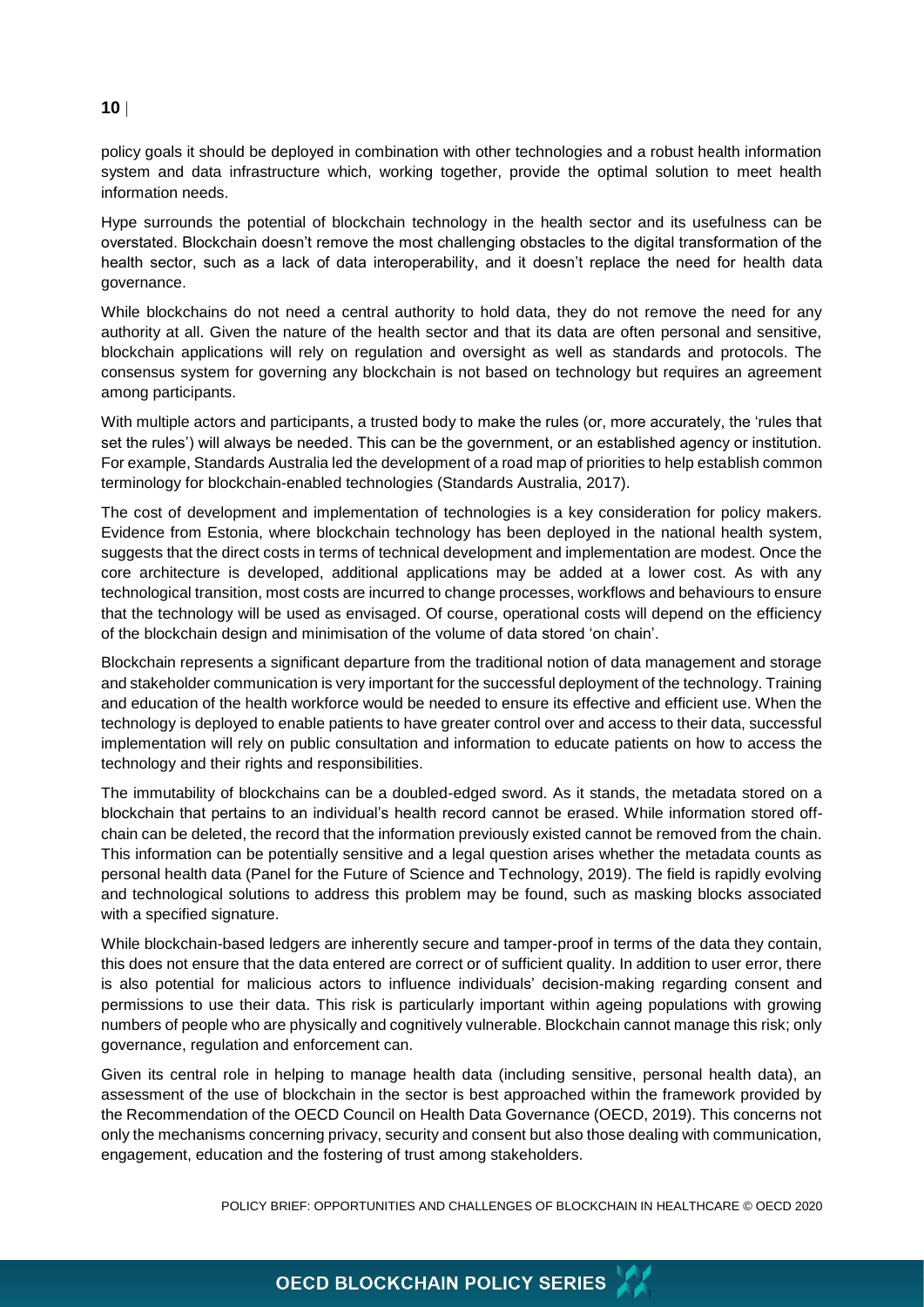policy goals it should be deployed in combination with other technologies and a robust health information system and data infrastructure which, working together, provide the optimal solution to meet health information needs.

Hype surrounds the potential of blockchain technology in the health sector and its usefulness can be overstated. Blockchain doesn't remove the most challenging obstacles to the digital transformation of the health sector, such as a lack of data interoperability, and it doesn't replace the need for health data governance.

While blockchains do not need a central authority to hold data, they do not remove the need for any authority at all. Given the nature of the health sector and that its data are often personal and sensitive, blockchain applications will rely on regulation and oversight as well as standards and protocols. The consensus system for governing any blockchain is not based on technology but requires an agreement among participants.

With multiple actors and participants, a trusted body to make the rules (or, more accurately, the 'rules that set the rules') will always be needed. This can be the government, or an established agency or institution. For example, Standards Australia led the development of a road map of priorities to help establish common terminology for blockchain-enabled technologies (Standards Australia, 2017).

The cost of development and implementation of technologies is a key consideration for policy makers. Evidence from Estonia, where blockchain technology has been deployed in the national health system, suggests that the direct costs in terms of technical development and implementation are modest. Once the core architecture is developed, additional applications may be added at a lower cost. As with any technological transition, most costs are incurred to change processes, workflows and behaviours to ensure that the technology will be used as envisaged. Of course, operational costs will depend on the efficiency of the blockchain design and minimisation of the volume of data stored 'on chain'.

Blockchain represents a significant departure from the traditional notion of data management and storage and stakeholder communication is very important for the successful deployment of the technology. Training and education of the health workforce would be needed to ensure its effective and efficient use. When the technology is deployed to enable patients to have greater control over and access to their data, successful implementation will rely on public consultation and information to educate patients on how to access the technology and their rights and responsibilities.

The immutability of blockchains can be a doubled-edged sword. As it stands, the metadata stored on a blockchain that pertains to an individual's health record cannot be erased. While information stored off-chain can be deleted, the record that the information previously existed cannot be removed from the chain. This information can be potentially sensitive and a legal question arises whether the metadata counts as personal health data (Panel for the Future of Science and Technology, 2019). The field is rapidly evolving and technological solutions to address this problem may be found, such as masking blocks associated with a specified signature.

While blockchain-based ledgers are inherently secure and tamper-proof in terms of the data they contain, this does not ensure that the data entered are correct or of sufficient quality. In addition to user error, there is also potential for malicious actors to influence individuals' decision-making regarding consent and permissions to use their data. This risk is particularly important within ageing populations with growing numbers of people who are physically and cognitively vulnerable. Blockchain cannot manage this risk; only governance, regulation and enforcement can.

Given its central role in helping to manage health data (including sensitive, personal health data), an assessment of the use of blockchain in the sector is best approached within the framework provided by the Recommendation of the OECD Council on Health Data Governance (OECD, 2019). This concerns not only the mechanisms concerning privacy, security and consent but also those dealing with communication, engagement, education and the fostering of trust among stakeholders.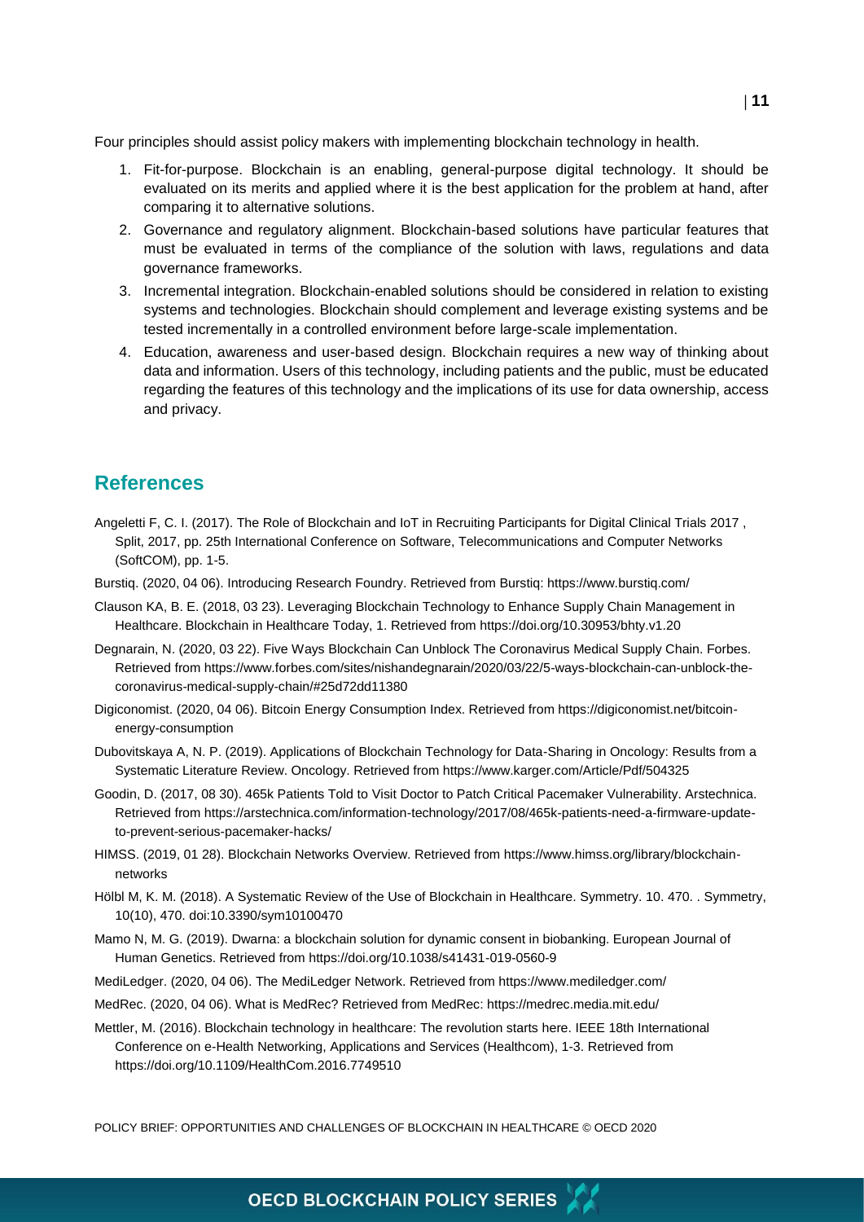Four principles should assist policy makers with implementing blockchain technology in health.

1. Fit-for-purpose. Blockchain is an enabling, general-purpose digital technology. It should be evaluated on its merits and applied where it is the best application for the problem at hand, after comparing it to alternative solutions.
2. Governance and regulatory alignment. Blockchain-based solutions have particular features that must be evaluated in terms of the compliance of the solution with laws, regulations and data governance frameworks.
3. Incremental integration. Blockchain-enabled solutions should be considered in relation to existing systems and technologies. Blockchain should complement and leverage existing systems and be tested incrementally in a controlled environment before large-scale implementation.
4. Education, awareness and user-based design. Blockchain requires a new way of thinking about data and information. Users of this technology, including patients and the public, must be educated regarding the features of this technology and the implications of its use for data ownership, access and privacy.

## References

Angeletti F, C. I. (2017). The Role of Blockchain and IoT in Recruiting Participants for Digital Clinical Trials 2017 , Split, 2017, pp. 25th International Conference on Software, Telecommunications and Computer Networks (SoftCOM), pp. 1-5.

Burstiq. (2020, 04 06). Introducing Research Foundry. Retrieved from Burstiq: https://www.burstiq.com/

Clauson KA, B. E. (2018, 03 23). Leveraging Blockchain Technology to Enhance Supply Chain Management in Healthcare. Blockchain in Healthcare Today, 1. Retrieved from https://doi.org/10.30953/bhty.v1.20

Degnarain, N. (2020, 03 22). Five Ways Blockchain Can Unblock The Coronavirus Medical Supply Chain. Forbes. Retrieved from https://www.forbes.com/sites/nishandegnarain/2020/03/22/5-ways-blockchain-can-unblock-the-coronavirus-medical-supply-chain/#25d72dd11380

Digiconomist. (2020, 04 06). Bitcoin Energy Consumption Index. Retrieved from https://digiconomist.net/bitcoin-energy-consumption

Dubovitskaya A, N. P. (2019). Applications of Blockchain Technology for Data-Sharing in Oncology: Results from a Systematic Literature Review. Oncology. Retrieved from https://www.karger.com/Article/Pdf/504325

Goodin, D. (2017, 08 30). 465k Patients Told to Visit Doctor to Patch Critical Pacemaker Vulnerability. Arstechnica. Retrieved from https://arstechnica.com/information-technology/2017/08/465k-patients-need-a-firmware-update-to-prevent-serious-pacemaker-hacks/

HIMSS. (2019, 01 28). Blockchain Networks Overview. Retrieved from https://www.himss.org/library/blockchain-networks

Hölbl M, K. M. (2018). A Systematic Review of the Use of Blockchain in Healthcare. Symmetry. 10. 470. . Symmetry, 10(10), 470. doi:10.3390/sym10100470

Mamo N, M. G. (2019). Dwarna: a blockchain solution for dynamic consent in biobanking. European Journal of Human Genetics. Retrieved from https://doi.org/10.1038/s41431-019-0560-9

MediLedger. (2020, 04 06). The MediLedger Network. Retrieved from https://www.mediledger.com/

MedRec. (2020, 04 06). What is MedRec? Retrieved from MedRec: https://medrec.media.mit.edu/

Mettler, M. (2016). Blockchain technology in healthcare: The revolution starts here. IEEE 18th International Conference on e-Health Networking, Applications and Services (Healthcom), 1-3. Retrieved from https://doi.org/10.1109/HealthCom.2016.7749510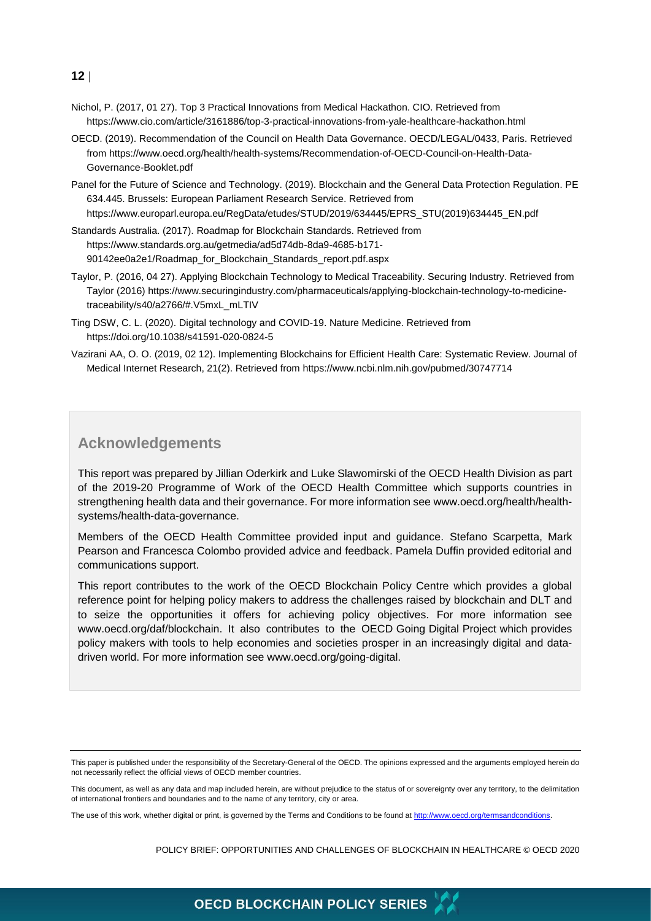Nichol, P. (2017, 01 27). Top 3 Practical Innovations from Medical Hackathon. CIO. Retrieved from https://www.cio.com/article/3161886/top-3-practical-innovations-from-yale-healthcare-hackathon.html

OECD. (2019). Recommendation of the Council on Health Data Governance. OECD/LEGAL/0433, Paris. Retrieved from https://www.oecd.org/health/health-systems/Recommendation-of-OECD-Council-on-Health-Data-Governance-Booklet.pdf

Panel for the Future of Science and Technology. (2019). Blockchain and the General Data Protection Regulation. PE 634.445. Brussels: European Parliament Research Service. Retrieved from https://www.europarl.europa.eu/RegData/etudes/STUD/2019/634445/EPRS_STU(2019)634445_EN.pdf

Standards Australia. (2017). Roadmap for Blockchain Standards. Retrieved from https://www.standards.org.au/getmedia/ad5d74db-8da9-4685-b171-90142ee0a2e1/Roadmap_for_Blockchain_Standards_report.pdf.aspx

Taylor, P. (2016, 04 27). Applying Blockchain Technology to Medical Traceability. Securing Industry. Retrieved from Taylor (2016) https://www.securingindustry.com/pharmaceuticals/applying-blockchain-technology-to-medicine-traceability/s40/a2766/#.V5mxL_mLTIV

Ting DSW, C. L. (2020). Digital technology and COVID-19. Nature Medicine. Retrieved from https://doi.org/10.1038/s41591-020-0824-5

Vazirani AA, O. O. (2019, 02 12). Implementing Blockchains for Efficient Health Care: Systematic Review. Journal of Medical Internet Research, 21(2). Retrieved from https://www.ncbi.nlm.nih.gov/pubmed/30747714

## Acknowledgements

This report was prepared by Jillian Oderkirk and Luke Slawomirski of the OECD Health Division as part of the 2019-20 Programme of Work of the OECD Health Committee which supports countries in strengthening health data and their governance. For more information see www.oecd.org/health/health-systems/health-data-governance.

Members of the OECD Health Committee provided input and guidance. Stefano Scarpetta, Mark Pearson and Francesca Colombo provided advice and feedback. Pamela Duffin provided editorial and communications support.

This report contributes to the work of the OECD Blockchain Policy Centre which provides a global reference point for helping policy makers to address the challenges raised by blockchain and DLT and to seize the opportunities it offers for achieving policy objectives. For more information see www.oecd.org/daf/blockchain. It also contributes to the OECD Going Digital Project which provides policy makers with tools to help economies and societies prosper in an increasingly digital and data-driven world. For more information see www.oecd.org/going-digital.

---

This paper is published under the responsibility of the Secretary-General of the OECD. The opinions expressed and the arguments employed herein do not necessarily reflect the official views of OECD member countries.

This document, as well as any data and map included herein, are without prejudice to the status of or sovereignty over any territory, to the delimitation of international frontiers and boundaries and to the name of any territory, city or area.

The use of this work, whether digital or print, is governed by the Terms and Conditions to be found at http://www.oecd.org/termsandconditions.